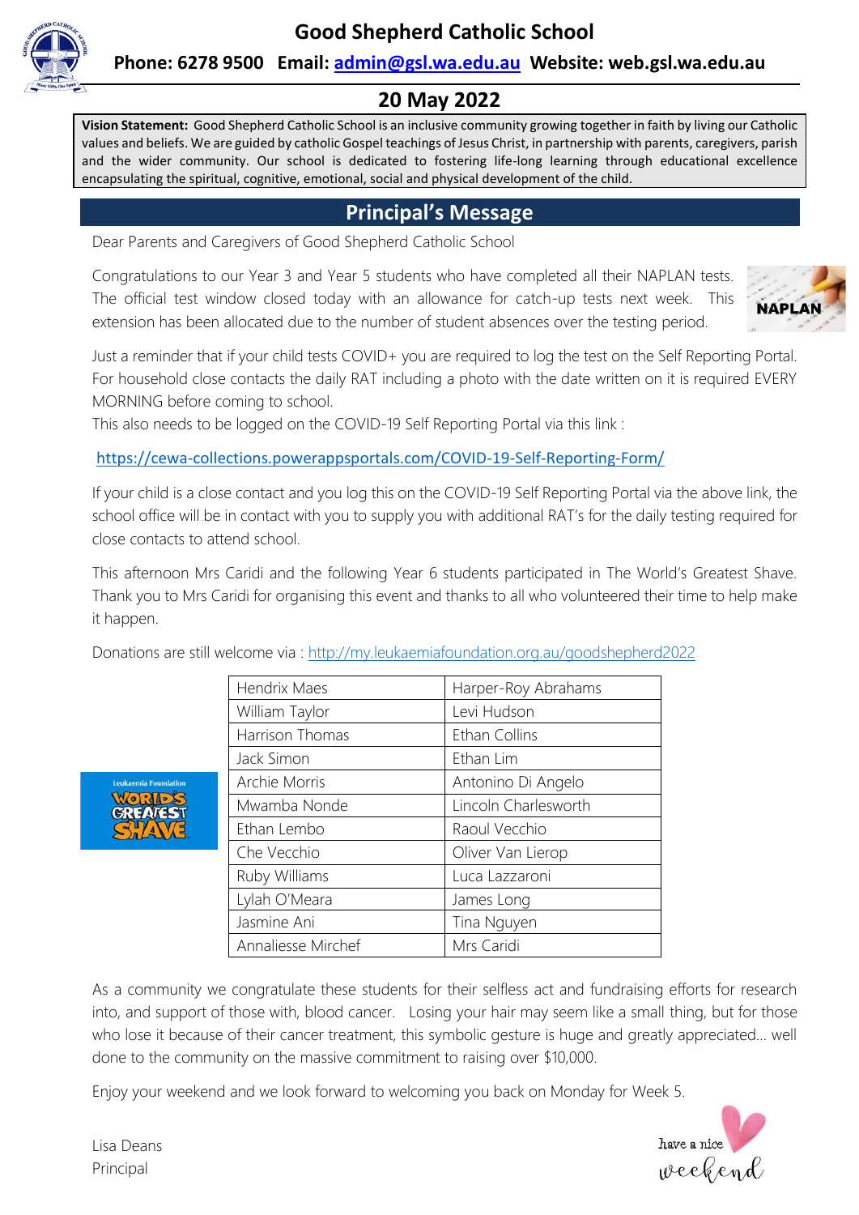# Good Shepherd Catholic School

**Phone: 6278 9500 Email: admin@gsl.wa.edu.au Website: web.gsl.wa.edu.au**

## 20 May 2022

**Vision Statement:** Good Shepherd Catholic School is an inclusive community growing together in faith by living our Catholic values and beliefs. We are guided by catholic Gospel teachings of Jesus Christ, in partnership with parents, caregivers, parish and the wider community. Our school is dedicated to fostering life-long learning through educational excellence encapsulating the spiritual, cognitive, emotional, social and physical development of the child.

## Principal's Message

Dear Parents and Caregivers of Good Shepherd Catholic School

Congratulations to our Year 3 and Year 5 students who have completed all their NAPLAN tests. The official test window closed today with an allowance for catch-up tests next week. This extension has been allocated due to the number of student absences over the testing period.

Just a reminder that if your child tests COVID+ you are required to log the test on the Self Reporting Portal. For household close contacts the daily RAT including a photo with the date written on it is required EVERY MORNING before coming to school.
This also needs to be logged on the COVID-19 Self Reporting Portal via this link :

https://cewa-collections.powerappsportals.com/COVID-19-Self-Reporting-Form/

If your child is a close contact and you log this on the COVID-19 Self Reporting Portal via the above link, the school office will be in contact with you to supply you with additional RAT's for the daily testing required for close contacts to attend school.

This afternoon Mrs Caridi and the following Year 6 students participated in The World's Greatest Shave. Thank you to Mrs Caridi for organising this event and thanks to all who volunteered their time to help make it happen.

Donations are still welcome via : http://my.leukaemiafoundation.org.au/goodshepherd2022

| | |
|---|---|
| Hendrix Maes | Harper-Roy Abrahams |
| William Taylor | Levi Hudson |
| Harrison Thomas | Ethan Collins |
| Jack Simon | Ethan Lim |
| Archie Morris | Antonino Di Angelo |
| Mwamba Nonde | Lincoln Charlesworth |
| Ethan Lembo | Raoul Vecchio |
| Che Vecchio | Oliver Van Lierop |
| Ruby Williams | Luca Lazzaroni |
| Lylah O'Meara | James Long |
| Jasmine Ani | Tina Nguyen |
| Annaliesse Mirchef | Mrs Caridi |

As a community we congratulate these students for their selfless act and fundraising efforts for research into, and support of those with, blood cancer. Losing your hair may seem like a small thing, but for those who lose it because of their cancer treatment, this symbolic gesture is huge and greatly appreciated… well done to the community on the massive commitment to raising over $10,000.

Enjoy your weekend and we look forward to welcoming you back on Monday for Week 5.

Lisa Deans
Principal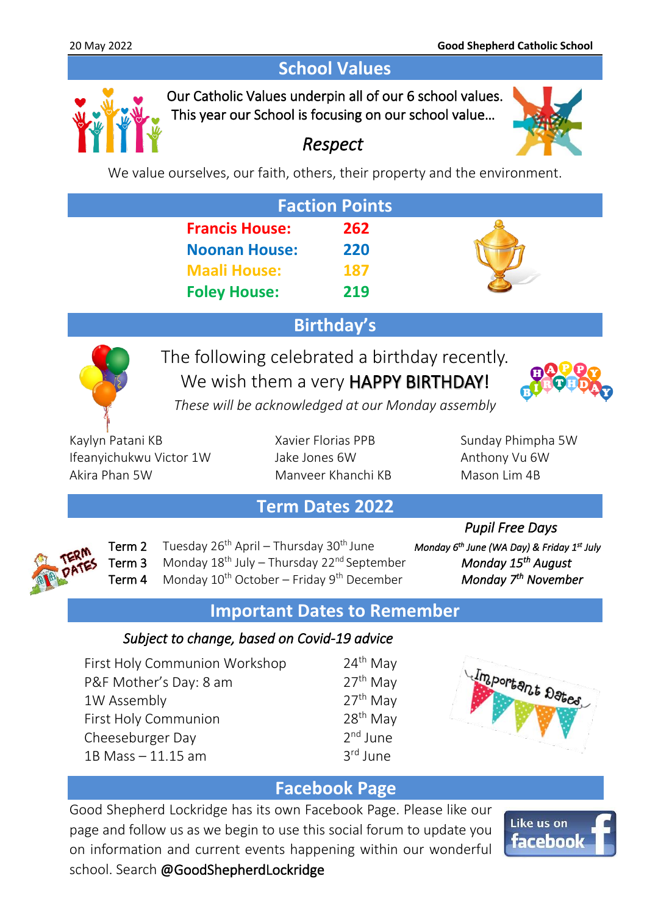## School Values

Our Catholic Values underpin all of our 6 school values.
This year our School is focusing on our school value…

*Respect*

We value ourselves, our faith, others, their property and the environment.

## Faction Points

| House | Points |
|---|---|
| **Francis House:** | **262** |
| **Noonan House:** | **220** |
| **Maali House:** | **187** |
| **Foley House:** | **219** |

## Birthday's

The following celebrated a birthday recently.
We wish them a very HAPPY BIRTHDAY!

*These will be acknowledged at our Monday assembly*

Kaylyn Patani KB
Ifeanyichukwu Victor 1W
Akira Phan 5W
Xavier Florias PPB
Jake Jones 6W
Manveer Khanchi KB
Sunday Phimpha 5W
Anthony Vu 6W
Mason Lim 4B

## Term Dates 2022

| Term | Dates | *Pupil Free Days* |
|---|---|---|
| Term 2 | Tuesday 26th April – Thursday 30th June | *Monday 6th June (WA Day) & Friday 1st July* |
| Term 3 | Monday 18th July – Thursday 22nd September | *Monday 15th August* |
| Term 4 | Monday 10th October – Friday 9th December | *Monday 7th November* |

## Important Dates to Remember

*Subject to change, based on Covid-19 advice*

| Event | Date |
|---|---|
| First Holy Communion Workshop | 24th May |
| P&F Mother's Day: 8 am | 27th May |
| 1W Assembly | 27th May |
| First Holy Communion | 28th May |
| Cheeseburger Day | 2nd June |
| 1B Mass – 11.15 am | 3rd June |

## Facebook Page

Good Shepherd Lockridge has its own Facebook Page. Please like our page and follow us as we begin to use this social forum to update you on information and current events happening within our wonderful school. Search @GoodShepherdLockridge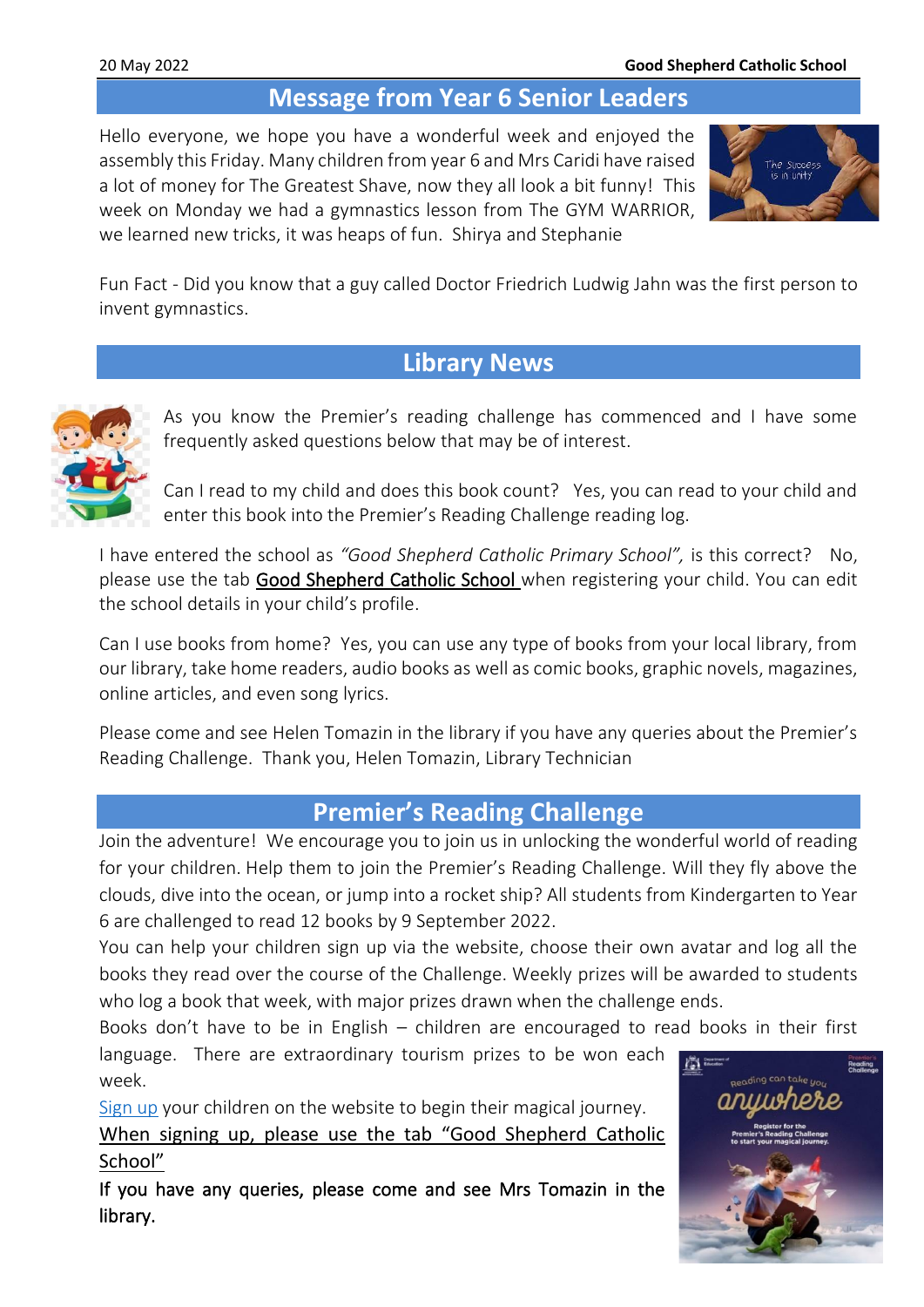## Message from Year 6 Senior Leaders

Hello everyone, we hope you have a wonderful week and enjoyed the assembly this Friday. Many children from year 6 and Mrs Caridi have raised a lot of money for The Greatest Shave, now they all look a bit funny! This week on Monday we had a gymnastics lesson from The GYM WARRIOR, we learned new tricks, it was heaps of fun. Shirya and Stephanie

Fun Fact - Did you know that a guy called Doctor Friedrich Ludwig Jahn was the first person to invent gymnastics.

## Library News

As you know the Premier's reading challenge has commenced and I have some frequently asked questions below that may be of interest.

Can I read to my child and does this book count? Yes, you can read to your child and enter this book into the Premier's Reading Challenge reading log.

I have entered the school as *"Good Shepherd Catholic Primary School",* is this correct? No, please use the tab Good Shepherd Catholic School when registering your child. You can edit the school details in your child's profile.

Can I use books from home? Yes, you can use any type of books from your local library, from our library, take home readers, audio books as well as comic books, graphic novels, magazines, online articles, and even song lyrics.

Please come and see Helen Tomazin in the library if you have any queries about the Premier's Reading Challenge. Thank you, Helen Tomazin, Library Technician

## Premier's Reading Challenge

Join the adventure! We encourage you to join us in unlocking the wonderful world of reading for your children. Help them to join the Premier's Reading Challenge. Will they fly above the clouds, dive into the ocean, or jump into a rocket ship? All students from Kindergarten to Year 6 are challenged to read 12 books by 9 September 2022.

You can help your children sign up via the website, choose their own avatar and log all the books they read over the course of the Challenge. Weekly prizes will be awarded to students who log a book that week, with major prizes drawn when the challenge ends.

Books don't have to be in English – children are encouraged to read books in their first language. There are extraordinary tourism prizes to be won each week.

Sign up your children on the website to begin their magical journey.

When signing up, please use the tab "Good Shepherd Catholic School"

**If you have any queries, please come and see Mrs Tomazin in the library.**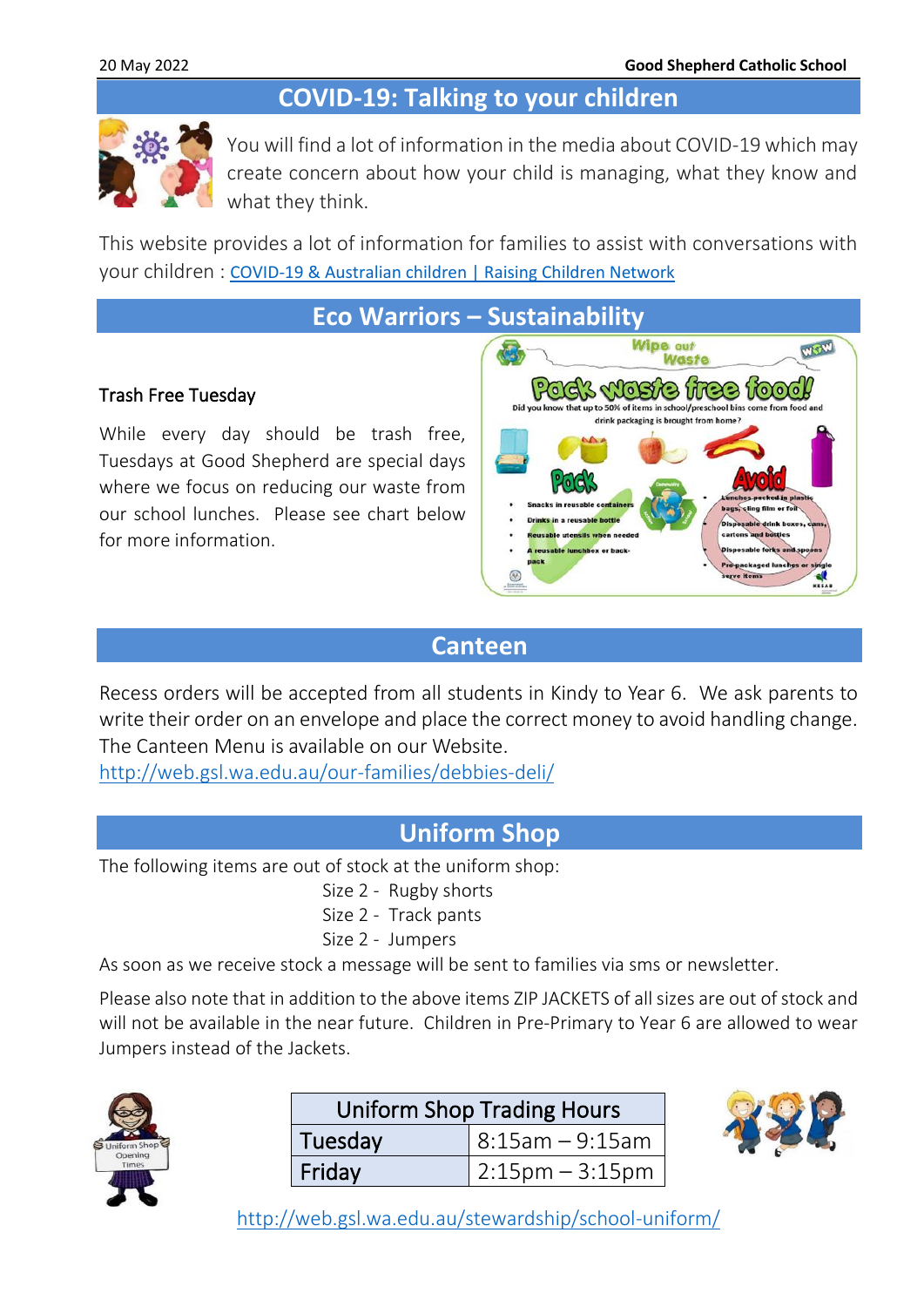## COVID-19: Talking to your children

You will find a lot of information in the media about COVID-19 which may create concern about how your child is managing, what they know and what they think.

This website provides a lot of information for families to assist with conversations with your children : [COVID-19 & Australian children | Raising Children Network]

## Eco Warriors – Sustainability

### Trash Free Tuesday

While every day should be trash free, Tuesdays at Good Shepherd are special days where we focus on reducing our waste from our school lunches. Please see chart below for more information.

## Canteen

Recess orders will be accepted from all students in Kindy to Year 6. We ask parents to write their order on an envelope and place the correct money to avoid handling change. The Canteen Menu is available on our Website.

http://web.gsl.wa.edu.au/our-families/debbies-deli/

## Uniform Shop

The following items are out of stock at the uniform shop:

Size 2 - Rugby shorts
Size 2 - Track pants
Size 2 - Jumpers

As soon as we receive stock a message will be sent to families via sms or newsletter.

Please also note that in addition to the above items ZIP JACKETS of all sizes are out of stock and will not be available in the near future. Children in Pre-Primary to Year 6 are allowed to wear Jumpers instead of the Jackets.

| Uniform Shop Trading Hours | |
|---|---|
| Tuesday | 8:15am – 9:15am |
| Friday | 2:15pm – 3:15pm |

http://web.gsl.wa.edu.au/stewardship/school-uniform/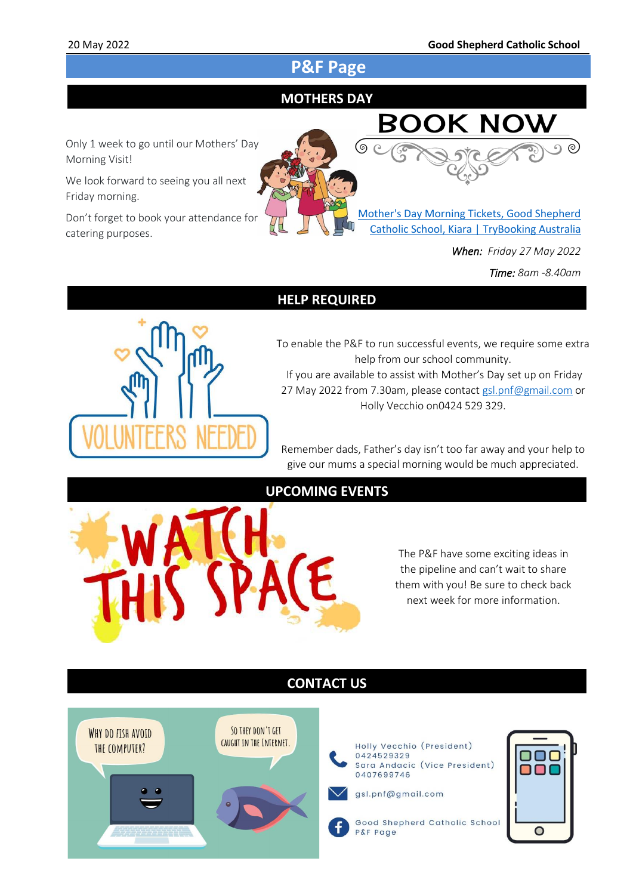# P&F Page

## MOTHERS DAY

Only 1 week to go until our Mothers' Day Morning Visit!

We look forward to seeing you all next Friday morning.

Don't forget to book your attendance for catering purposes.

**BOOK NOW**

Mother's Day Morning Tickets, Good Shepherd Catholic School, Kiara | TryBooking Australia

*When: Friday 27 May 2022*

*Time: 8am -8.40am*

## HELP REQUIRED

VOLUNTEERS NEEDED

To enable the P&F to run successful events, we require some extra help from our school community.
If you are available to assist with Mother's Day set up on Friday 27 May 2022 from 7.30am, please contact gsl.pnf@gmail.com or Holly Vecchio on0424 529 329.

Remember dads, Father's day isn't too far away and your help to give our mums a special morning would be much appreciated.

## UPCOMING EVENTS

WATCH THIS SPACE

The P&F have some exciting ideas in the pipeline and can't wait to share them with you! Be sure to check back next week for more information.

## CONTACT US

Why do fish avoid the computer?

So they don't get caught in the internet.

Holly Vecchio (President)
0424529329
Sara Andacic (Vice President)
0407699746

gsl.pnf@gmail.com

Good Shepherd Catholic School P&F Page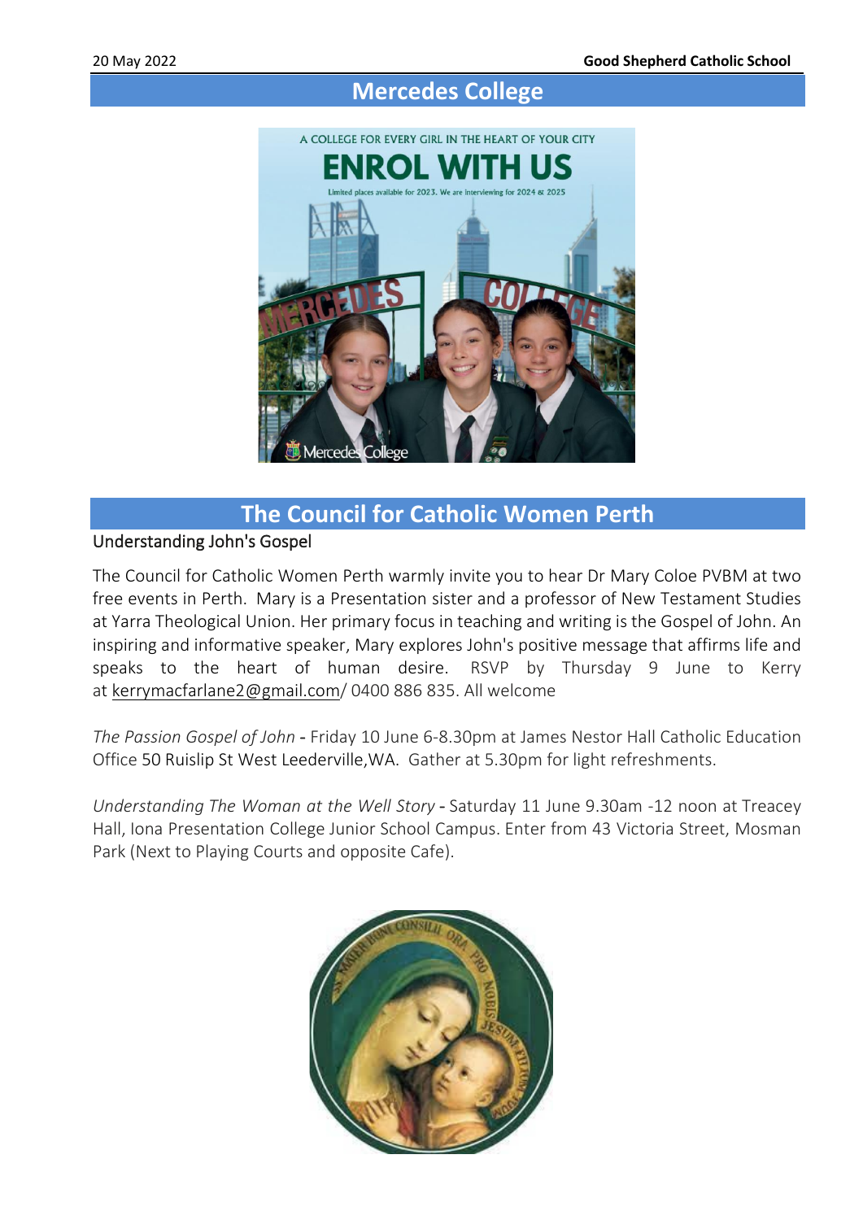## Mercedes College

## The Council for Catholic Women Perth

Understanding John's Gospel

The Council for Catholic Women Perth warmly invite you to hear Dr Mary Coloe PVBM at two free events in Perth. Mary is a Presentation sister and a professor of New Testament Studies at Yarra Theological Union. Her primary focus in teaching and writing is the Gospel of John. An inspiring and informative speaker, Mary explores John's positive message that affirms life and speaks to the heart of human desire. RSVP by Thursday 9 June to Kerry at kerrymacfarlane2@gmail.com/ 0400 886 835. All welcome

*The Passion Gospel of John* - Friday 10 June 6-8.30pm at James Nestor Hall Catholic Education Office 50 Ruislip St West Leederville,WA. Gather at 5.30pm for light refreshments.

*Understanding The Woman at the Well Story* - Saturday 11 June 9.30am -12 noon at Treacey Hall, Iona Presentation College Junior School Campus. Enter from 43 Victoria Street, Mosman Park (Next to Playing Courts and opposite Cafe).